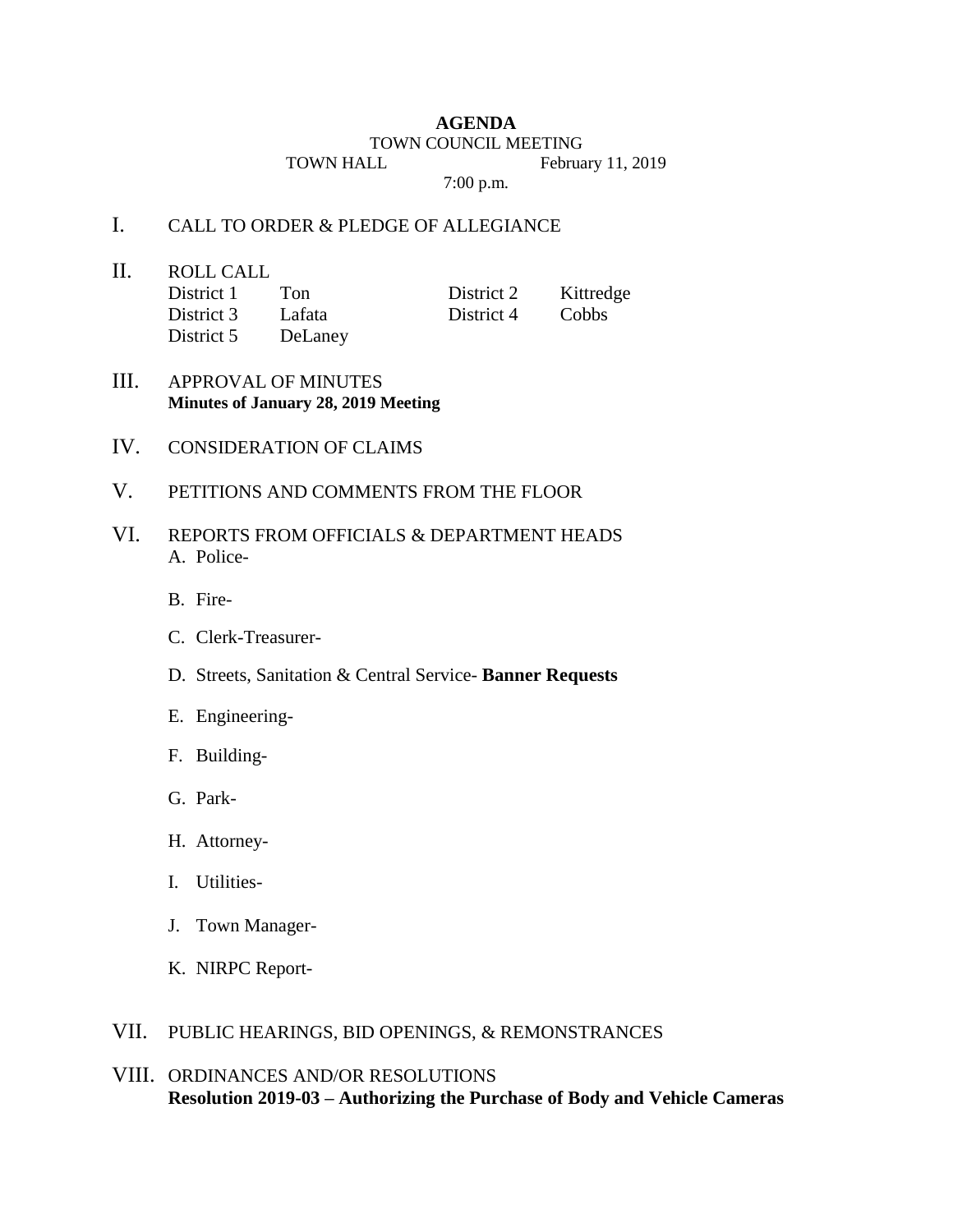# AGENDA

TOWN COUNCIL MEETING

TOWN HALL February 11, 2019

7:00 p.m.

I. CALL TO ORDER & PLEDGE OF ALLEGIANCE

II. ROLL CALL

| | | | |
|---|---|---|---|
| District 1 | Ton | District 2 | Kittredge |
| District 3 | Lafata | District 4 | Cobbs |
| District 5 | DeLaney | | |

III. APPROVAL OF MINUTES
**Minutes of January 28, 2019 Meeting**

IV. CONSIDERATION OF CLAIMS

V. PETITIONS AND COMMENTS FROM THE FLOOR

VI. REPORTS FROM OFFICIALS & DEPARTMENT HEADS

A. Police-

B. Fire-

C. Clerk-Treasurer-

D. Streets, Sanitation & Central Service- **Banner Requests**

E. Engineering-

F. Building-

G. Park-

H. Attorney-

I. Utilities-

J. Town Manager-

K. NIRPC Report-

VII. PUBLIC HEARINGS, BID OPENINGS, & REMONSTRANCES

VIII. ORDINANCES AND/OR RESOLUTIONS
**Resolution 2019-03 – Authorizing the Purchase of Body and Vehicle Cameras**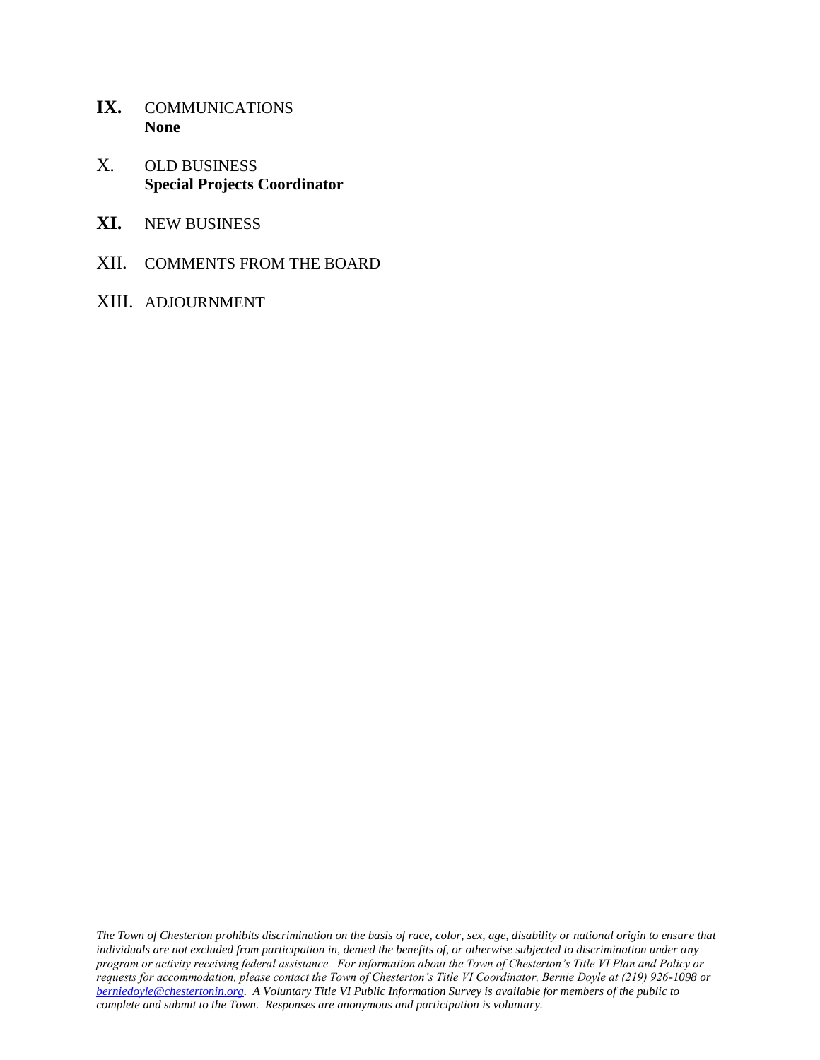**IX.** COMMUNICATIONS
**None**

X. OLD BUSINESS
**Special Projects Coordinator**

**XI.** NEW BUSINESS

XII. COMMENTS FROM THE BOARD

XIII. ADJOURNMENT

*The Town of Chesterton prohibits discrimination on the basis of race, color, sex, age, disability or national origin to ensure that individuals are not excluded from participation in, denied the benefits of, or otherwise subjected to discrimination under any program or activity receiving federal assistance. For information about the Town of Chesterton's Title VI Plan and Policy or requests for accommodation, please contact the Town of Chesterton's Title VI Coordinator, Bernie Doyle at (219) 926-1098 or berniedoyle@chestertonin.org. A Voluntary Title VI Public Information Survey is available for members of the public to complete and submit to the Town. Responses are anonymous and participation is voluntary.*